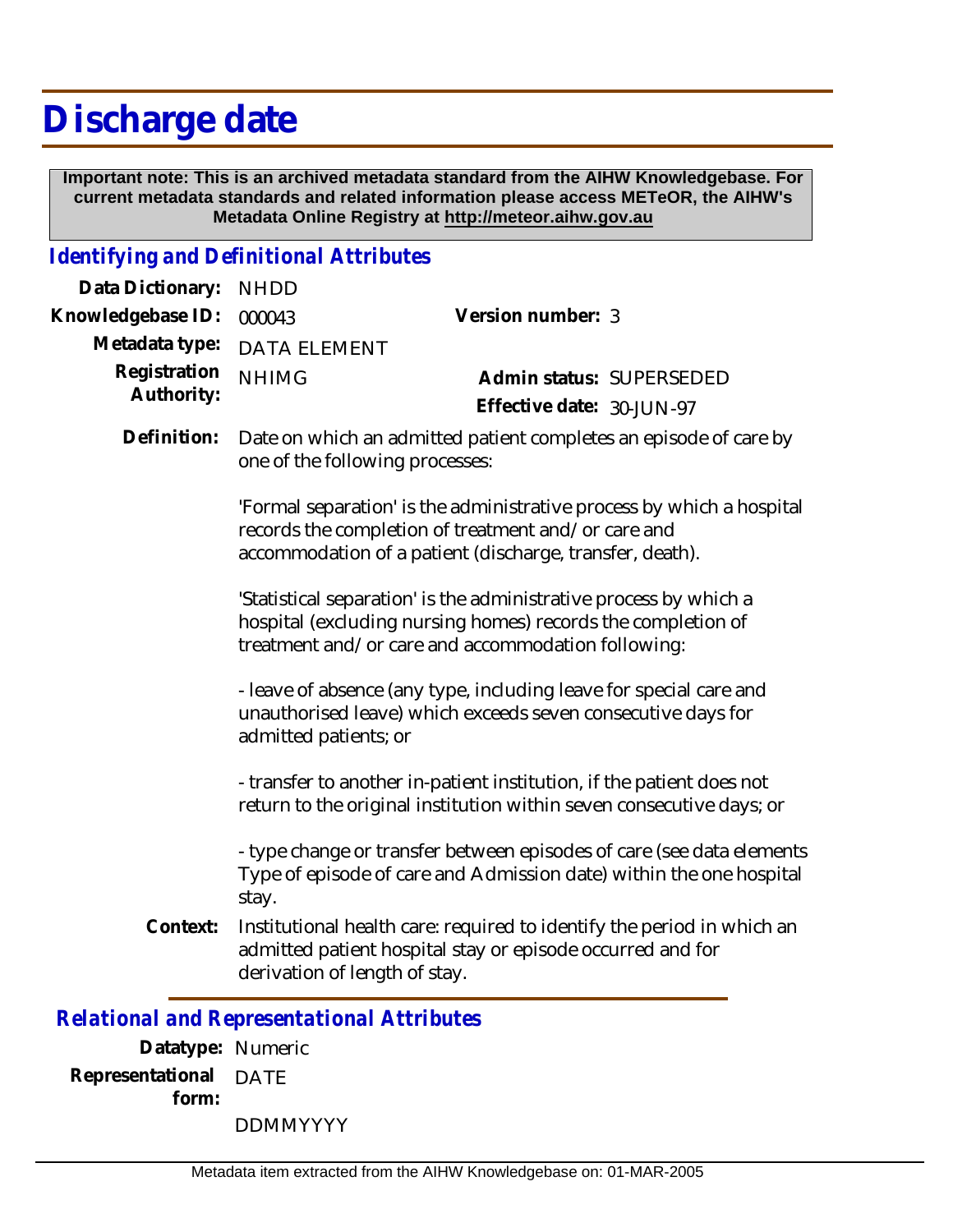# Discharge date

**Important note: This is an archived metadata standard from the AIHW Knowledgebase. For current metadata standards and related information please access METeOR, the AIHW's Metadata Online Registry at http://meteor.aihw.gov.au**

## *Identifying and Definitional Attributes*

**Data Dictionary:** NHDD

**Knowledgebase ID:** 000043

**Version number:** 3

**Metadata type:** DATA ELEMENT

**Registration Authority:** NHIMG

**Admin status:** SUPERSEDED

**Effective date:** 30-JUN-97

**Definition:** Date on which an admitted patient completes an episode of care by one of the following processes:

'Formal separation' is the administrative process by which a hospital records the completion of treatment and/or care and accommodation of a patient (discharge, transfer, death).

'Statistical separation' is the administrative process by which a hospital (excluding nursing homes) records the completion of treatment and/or care and accommodation following:

- leave of absence (any type, including leave for special care and unauthorised leave) which exceeds seven consecutive days for admitted patients; or

- transfer to another in-patient institution, if the patient does not return to the original institution within seven consecutive days; or

- type change or transfer between episodes of care (see data elements Type of episode of care and Admission date) within the one hospital stay.

**Context:** Institutional health care: required to identify the period in which an admitted patient hospital stay or episode occurred and for derivation of length of stay.

## *Relational and Representational Attributes*

**Datatype:** Numeric

**Representational form:** DATE

DDMMYYYY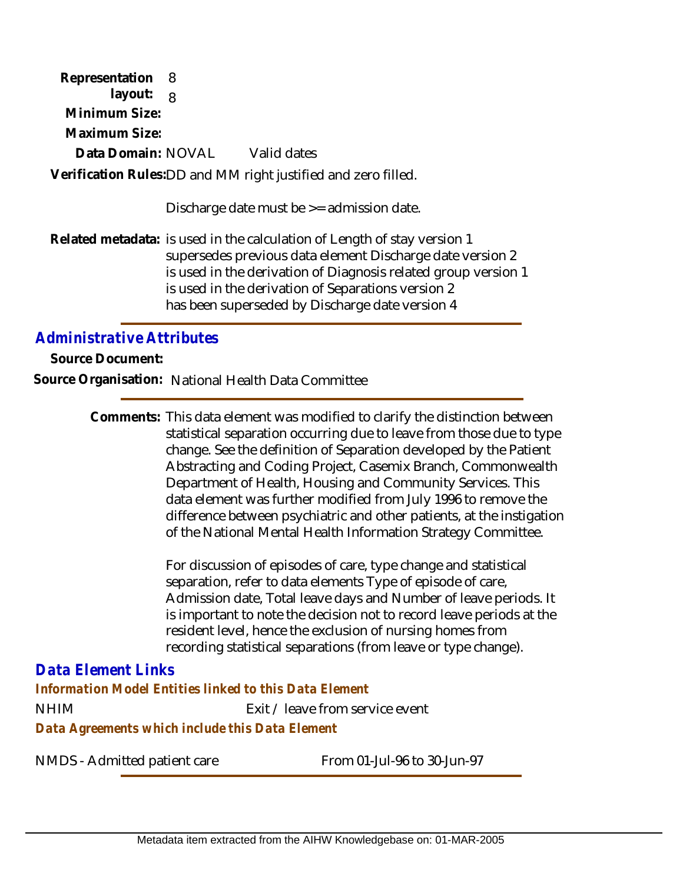**Representation layout:** 8

**Minimum Size:** 8

**Maximum Size:**

**Data Domain:** NOVAL Valid dates

**Verification Rules:** DD and MM right justified and zero filled.

Discharge date must be >= admission date.

**Related metadata:** is used in the calculation of Length of stay version 1
supersedes previous data element Discharge date version 2
is used in the derivation of Diagnosis related group version 1
is used in the derivation of Separations version 2
has been superseded by Discharge date version 4

## Administrative Attributes

**Source Document:**

**Source Organisation:** National Health Data Committee

**Comments:** This data element was modified to clarify the distinction between statistical separation occurring due to leave from those due to type change. See the definition of Separation developed by the Patient Abstracting and Coding Project, Casemix Branch, Commonwealth Department of Health, Housing and Community Services. This data element was further modified from July 1996 to remove the difference between psychiatric and other patients, at the instigation of the National Mental Health Information Strategy Committee.

For discussion of episodes of care, type change and statistical separation, refer to data elements Type of episode of care, Admission date, Total leave days and Number of leave periods. It is important to note the decision not to record leave periods at the resident level, hence the exclusion of nursing homes from recording statistical separations (from leave or type change).

## Data Element Links

### Information Model Entities linked to this Data Element

NHIM Exit / leave from service event

### Data Agreements which include this Data Element

NMDS - Admitted patient care From 01-Jul-96 to 30-Jun-97

Metadata item extracted from the AIHW Knowledgebase on: 01-MAR-2005